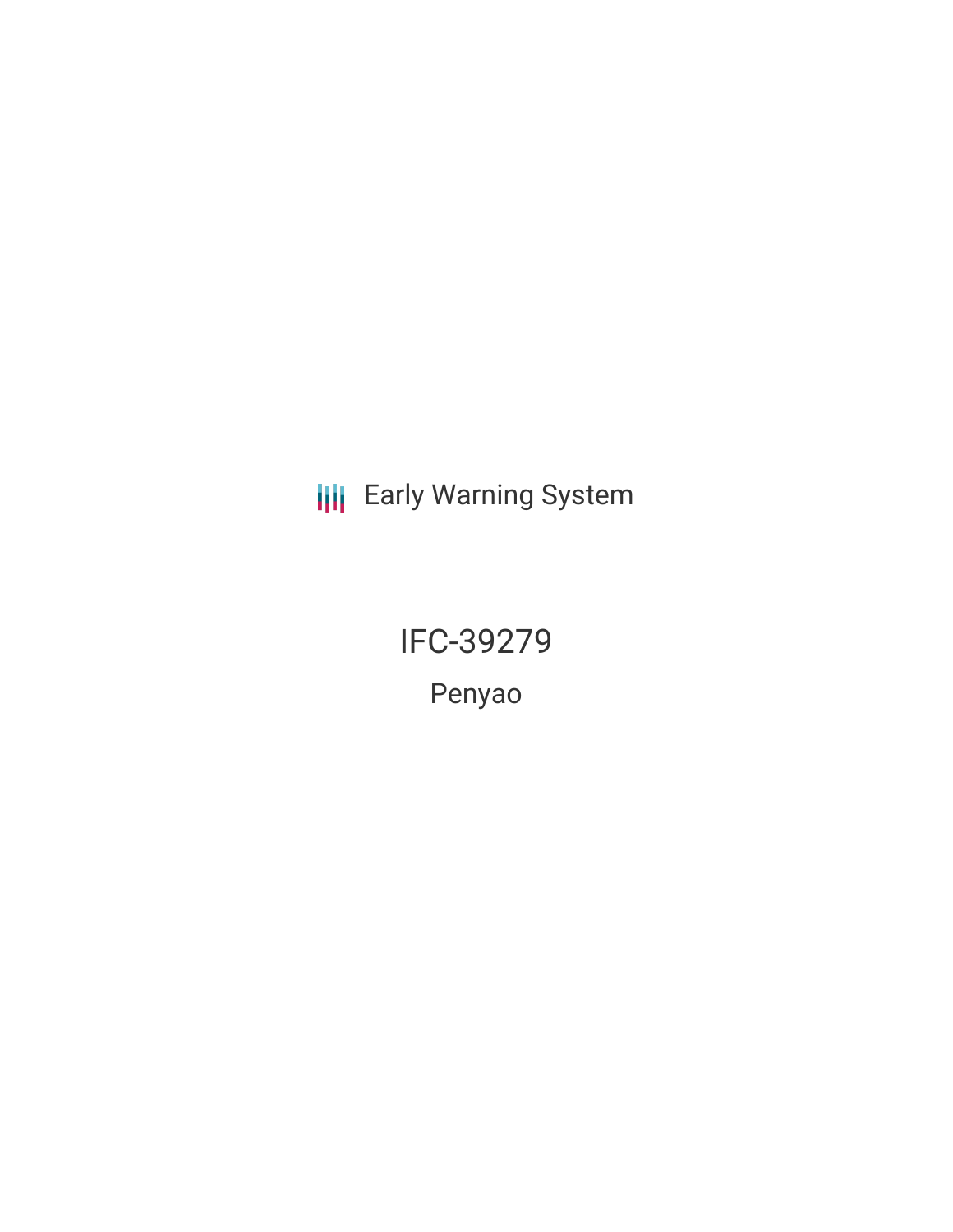Early Warning System

# IFC-39279

## Penyao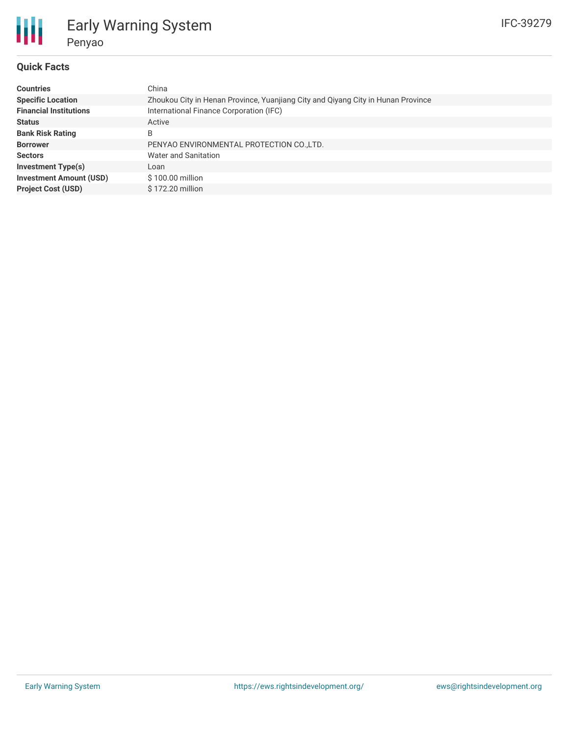# Early Warning System

## Penyao

IFC-39279

### Quick Facts

| | |
|---|---|
| **Countries** | China |
| **Specific Location** | Zhoukou City in Henan Province, Yuanjiang City and Qiyang City in Hunan Province |
| **Financial Institutions** | International Finance Corporation (IFC) |
| **Status** | Active |
| **Bank Risk Rating** | B |
| **Borrower** | PENYAO ENVIRONMENTAL PROTECTION CO.,LTD. |
| **Sectors** | Water and Sanitation |
| **Investment Type(s)** | Loan |
| **Investment Amount (USD)** | $ 100.00 million |
| **Project Cost (USD)** | $ 172.20 million |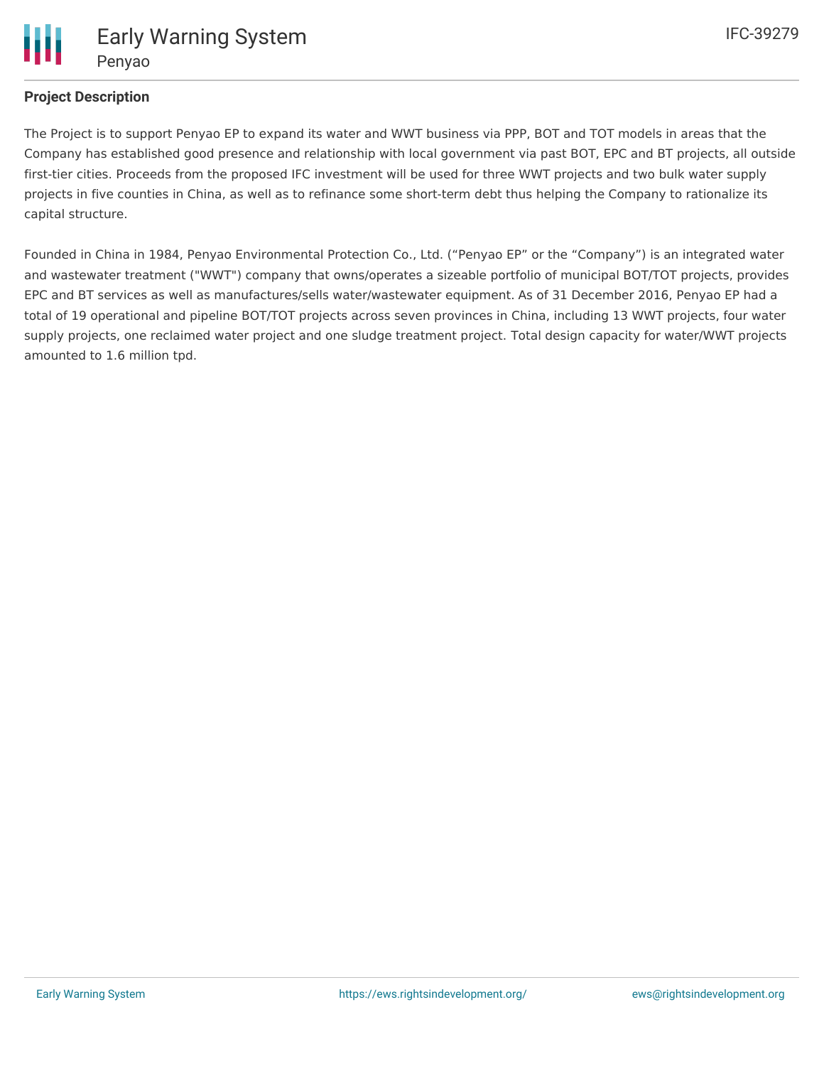## Project Description

The Project is to support Penyao EP to expand its water and WWT business via PPP, BOT and TOT models in areas that the Company has established good presence and relationship with local government via past BOT, EPC and BT projects, all outside first-tier cities. Proceeds from the proposed IFC investment will be used for three WWT projects and two bulk water supply projects in five counties in China, as well as to refinance some short-term debt thus helping the Company to rationalize its capital structure.

Founded in China in 1984, Penyao Environmental Protection Co., Ltd. (“Penyao EP” or the “Company”) is an integrated water and wastewater treatment ("WWT") company that owns/operates a sizeable portfolio of municipal BOT/TOT projects, provides EPC and BT services as well as manufactures/sells water/wastewater equipment. As of 31 December 2016, Penyao EP had a total of 19 operational and pipeline BOT/TOT projects across seven provinces in China, including 13 WWT projects, four water supply projects, one reclaimed water project and one sludge treatment project. Total design capacity for water/WWT projects amounted to 1.6 million tpd.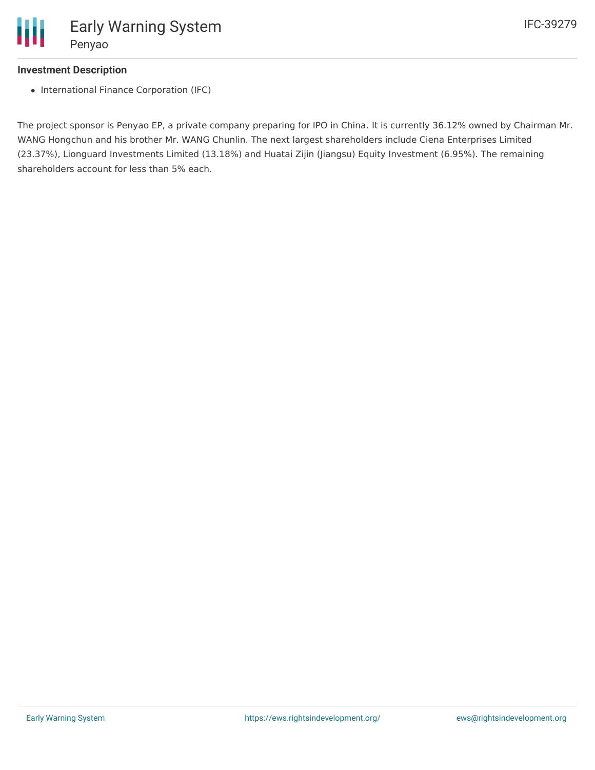### Investment Description

- International Finance Corporation (IFC)

The project sponsor is Penyao EP, a private company preparing for IPO in China. It is currently 36.12% owned by Chairman Mr. WANG Hongchun and his brother Mr. WANG Chunlin. The next largest shareholders include Ciena Enterprises Limited (23.37%), Lionguard Investments Limited (13.18%) and Huatai Zijin (Jiangsu) Equity Investment (6.95%). The remaining shareholders account for less than 5% each.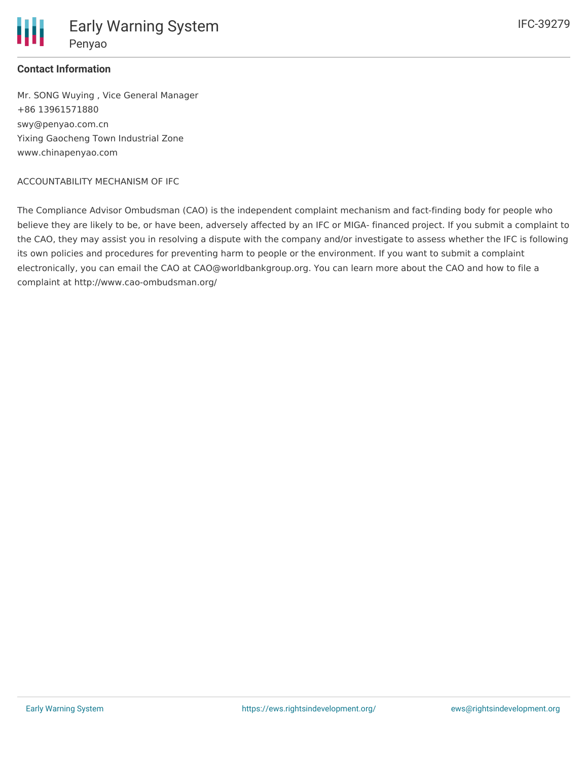**Contact Information**

Mr. SONG Wuying , Vice General Manager
+86 13961571880
swy@penyao.com.cn
Yixing Gaocheng Town Industrial Zone
www.chinapenyao.com

ACCOUNTABILITY MECHANISM OF IFC

The Compliance Advisor Ombudsman (CAO) is the independent complaint mechanism and fact-finding body for people who believe they are likely to be, or have been, adversely affected by an IFC or MIGA- financed project. If you submit a complaint to the CAO, they may assist you in resolving a dispute with the company and/or investigate to assess whether the IFC is following its own policies and procedures for preventing harm to people or the environment. If you want to submit a complaint electronically, you can email the CAO at CAO@worldbankgroup.org. You can learn more about the CAO and how to file a complaint at http://www.cao-ombudsman.org/